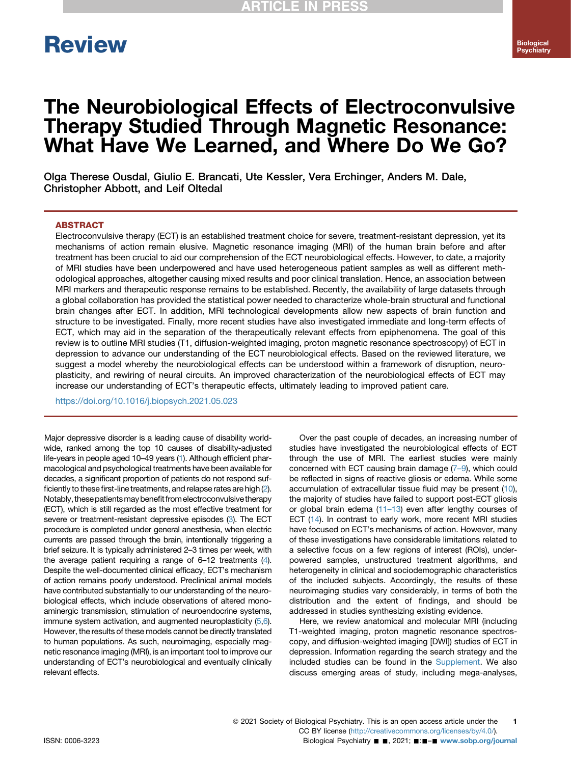Review

# The Neurobiological Effects of Electroconvulsive Therapy Studied Through Magnetic Resonance: What Have We Learned, and Where Do We Go?

Olga Therese Ousdal, Giulio E. Brancati, Ute Kessler, Vera Erchinger, Anders M. Dale, Christopher Abbott, and Leif Oltedal

## ABSTRACT

Electroconvulsive therapy (ECT) is an established treatment choice for severe, treatment-resistant depression, yet its mechanisms of action remain elusive. Magnetic resonance imaging (MRI) of the human brain before and after treatment has been crucial to aid our comprehension of the ECT neurobiological effects. However, to date, a majority of MRI studies have been underpowered and have used heterogeneous patient samples as well as different methodological approaches, altogether causing mixed results and poor clinical translation. Hence, an association between MRI markers and therapeutic response remains to be established. Recently, the availability of large datasets through a global collaboration has provided the statistical power needed to characterize whole-brain structural and functional brain changes after ECT. In addition, MRI technological developments allow new aspects of brain function and structure to be investigated. Finally, more recent studies have also investigated immediate and long-term effects of ECT, which may aid in the separation of the therapeutically relevant effects from epiphenomena. The goal of this review is to outline MRI studies (T1, diffusion-weighted imaging, proton magnetic resonance spectroscopy) of ECT in depression to advance our understanding of the ECT neurobiological effects. Based on the reviewed literature, we suggest a model whereby the neurobiological effects can be understood within a framework of disruption, neuroplasticity, and rewiring of neural circuits. An improved characterization of the neurobiological effects of ECT may increase our understanding of ECT's therapeutic effects, ultimately leading to improved patient care.

https://doi.org/10.1016/j.biopsych.2021.05.023

Major depressive disorder is a leading cause of disability worldwide, ranked among the top 10 causes of disability-adjusted life-years in people aged 10–49 years (1). Although efficient pharmacological and psychological treatments have been available for decades, a significant proportion of patients do not respond sufficiently to these first-line treatments, and relapse rates are high (2). Notably, these patients may benefit from electroconvulsive therapy (ECT), which is still regarded as the most effective treatment for severe or treatment-resistant depressive episodes (3). The ECT procedure is completed under general anesthesia, when electric currents are passed through the brain, intentionally triggering a brief seizure. It is typically administered 2–3 times per week, with the average patient requiring a range of 6–12 treatments (4). Despite the well-documented clinical efficacy, ECT's mechanism of action remains poorly understood. Preclinical animal models have contributed substantially to our understanding of the neurobiological effects, which include observations of altered monoaminergic transmission, stimulation of neuroendocrine systems, immune system activation, and augmented neuroplasticity (5,6). However, the results of these models cannot be directly translated to human populations. As such, neuroimaging, especially magnetic resonance imaging (MRI), is an important tool to improve our understanding of ECT's neurobiological and eventually clinically relevant effects.

Over the past couple of decades, an increasing number of studies have investigated the neurobiological effects of ECT through the use of MRI. The earliest studies were mainly concerned with ECT causing brain damage (7–9), which could be reflected in signs of reactive gliosis or edema. While some accumulation of extracellular tissue fluid may be present (10), the majority of studies have failed to support post-ECT gliosis or global brain edema (11–13) even after lengthy courses of ECT (14). In contrast to early work, more recent MRI studies have focused on ECT's mechanisms of action. However, many of these investigations have considerable limitations related to a selective focus on a few regions of interest (ROIs), underpowered samples, unstructured treatment algorithms, and heterogeneity in clinical and sociodemographic characteristics of the included subjects. Accordingly, the results of these neuroimaging studies vary considerably, in terms of both the distribution and the extent of findings, and should be addressed in studies synthesizing existing evidence.

Here, we review anatomical and molecular MRI (including T1-weighted imaging, proton magnetic resonance spectroscopy, and diffusion-weighted imaging [DWI]) studies of ECT in depression. Information regarding the search strategy and the included studies can be found in the Supplement. We also discuss emerging areas of study, including mega-analyses,

© 2021 Society of Biological Psychiatry. This is an open access article under the CC BY license (http://creativecommons.org/licenses/by/4.0/).

ISSN: 0006-3223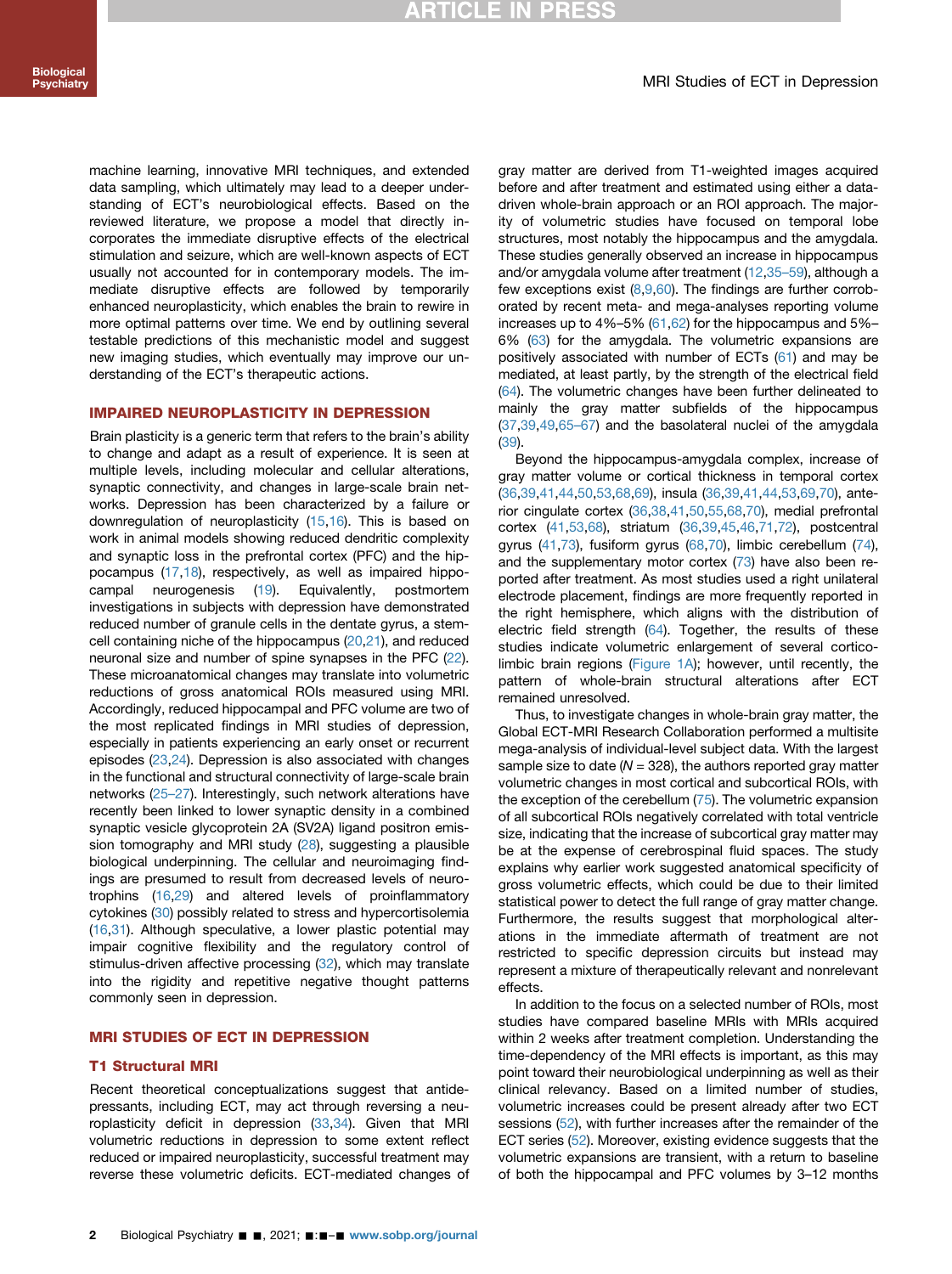machine learning, innovative MRI techniques, and extended data sampling, which ultimately may lead to a deeper understanding of ECT's neurobiological effects. Based on the reviewed literature, we propose a model that directly incorporates the immediate disruptive effects of the electrical stimulation and seizure, which are well-known aspects of ECT usually not accounted for in contemporary models. The immediate disruptive effects are followed by temporarily enhanced neuroplasticity, which enables the brain to rewire in more optimal patterns over time. We end by outlining several testable predictions of this mechanistic model and suggest new imaging studies, which eventually may improve our understanding of the ECT's therapeutic actions.

## IMPAIRED NEUROPLASTICITY IN DEPRESSION

Brain plasticity is a generic term that refers to the brain's ability to change and adapt as a result of experience. It is seen at multiple levels, including molecular and cellular alterations, synaptic connectivity, and changes in large-scale brain networks. Depression has been characterized by a failure or downregulation of neuroplasticity (15,16). This is based on work in animal models showing reduced dendritic complexity and synaptic loss in the prefrontal cortex (PFC) and the hippocampus (17,18), respectively, as well as impaired hippocampal neurogenesis (19). Equivalently, postmortem investigations in subjects with depression have demonstrated reduced number of granule cells in the dentate gyrus, a stem-cell containing niche of the hippocampus (20,21), and reduced neuronal size and number of spine synapses in the PFC (22). These microanatomical changes may translate into volumetric reductions of gross anatomical ROIs measured using MRI. Accordingly, reduced hippocampal and PFC volume are two of the most replicated findings in MRI studies of depression, especially in patients experiencing an early onset or recurrent episodes (23,24). Depression is also associated with changes in the functional and structural connectivity of large-scale brain networks (25–27). Interestingly, such network alterations have recently been linked to lower synaptic density in a combined synaptic vesicle glycoprotein 2A (SV2A) ligand positron emission tomography and MRI study (28), suggesting a plausible biological underpinning. The cellular and neuroimaging findings are presumed to result from decreased levels of neurotrophins (16,29) and altered levels of proinflammatory cytokines (30) possibly related to stress and hypercortisolemia (16,31). Although speculative, a lower plastic potential may impair cognitive flexibility and the regulatory control of stimulus-driven affective processing (32), which may translate into the rigidity and repetitive negative thought patterns commonly seen in depression.

## MRI STUDIES OF ECT IN DEPRESSION

### T1 Structural MRI

Recent theoretical conceptualizations suggest that antidepressants, including ECT, may act through reversing a neuroplasticity deficit in depression (33,34). Given that MRI volumetric reductions in depression to some extent reflect reduced or impaired neuroplasticity, successful treatment may reverse these volumetric deficits. ECT-mediated changes of gray matter are derived from T1-weighted images acquired before and after treatment and estimated using either a data-driven whole-brain approach or an ROI approach. The majority of volumetric studies have focused on temporal lobe structures, most notably the hippocampus and the amygdala. These studies generally observed an increase in hippocampus and/or amygdala volume after treatment (12,35–59), although a few exceptions exist (8,9,60). The findings are further corroborated by recent meta- and mega-analyses reporting volume increases up to 4%–5% (61,62) for the hippocampus and 5%–6% (63) for the amygdala. The volumetric expansions are positively associated with number of ECTs (61) and may be mediated, at least partly, by the strength of the electrical field (64). The volumetric changes have been further delineated to mainly the gray matter subfields of the hippocampus (37,39,49,65–67) and the basolateral nuclei of the amygdala (39).

Beyond the hippocampus-amygdala complex, increase of gray matter volume or cortical thickness in temporal cortex (36,39,41,44,50,53,68,69), insula (36,39,41,44,53,69,70), anterior cingulate cortex (36,38,41,50,55,68,70), medial prefrontal cortex (41,53,68), striatum (36,39,45,46,71,72), postcentral gyrus (41,73), fusiform gyrus (68,70), limbic cerebellum (74), and the supplementary motor cortex (73) have also been reported after treatment. As most studies used a right unilateral electrode placement, findings are more frequently reported in the right hemisphere, which aligns with the distribution of electric field strength (64). Together, the results of these studies indicate volumetric enlargement of several corticolimbic brain regions (Figure 1A); however, until recently, the pattern of whole-brain structural alterations after ECT remained unresolved.

Thus, to investigate changes in whole-brain gray matter, the Global ECT-MRI Research Collaboration performed a multisite mega-analysis of individual-level subject data. With the largest sample size to date ($N = 328$), the authors reported gray matter volumetric changes in most cortical and subcortical ROIs, with the exception of the cerebellum (75). The volumetric expansion of all subcortical ROIs negatively correlated with total ventricle size, indicating that the increase of subcortical gray matter may be at the expense of cerebrospinal fluid spaces. The study explains why earlier work suggested anatomical specificity of gross volumetric effects, which could be due to their limited statistical power to detect the full range of gray matter change. Furthermore, the results suggest that morphological alterations in the immediate aftermath of treatment are not restricted to specific depression circuits but instead may represent a mixture of therapeutically relevant and nonrelevant effects.

In addition to the focus on a selected number of ROIs, most studies have compared baseline MRIs with MRIs acquired within 2 weeks after treatment completion. Understanding the time-dependency of the MRI effects is important, as this may point toward their neurobiological underpinning as well as their clinical relevancy. Based on a limited number of studies, volumetric increases could be present already after two ECT sessions (52), with further increases after the remainder of the ECT series (52). Moreover, existing evidence suggests that the volumetric expansions are transient, with a return to baseline of both the hippocampal and PFC volumes by 3–12 months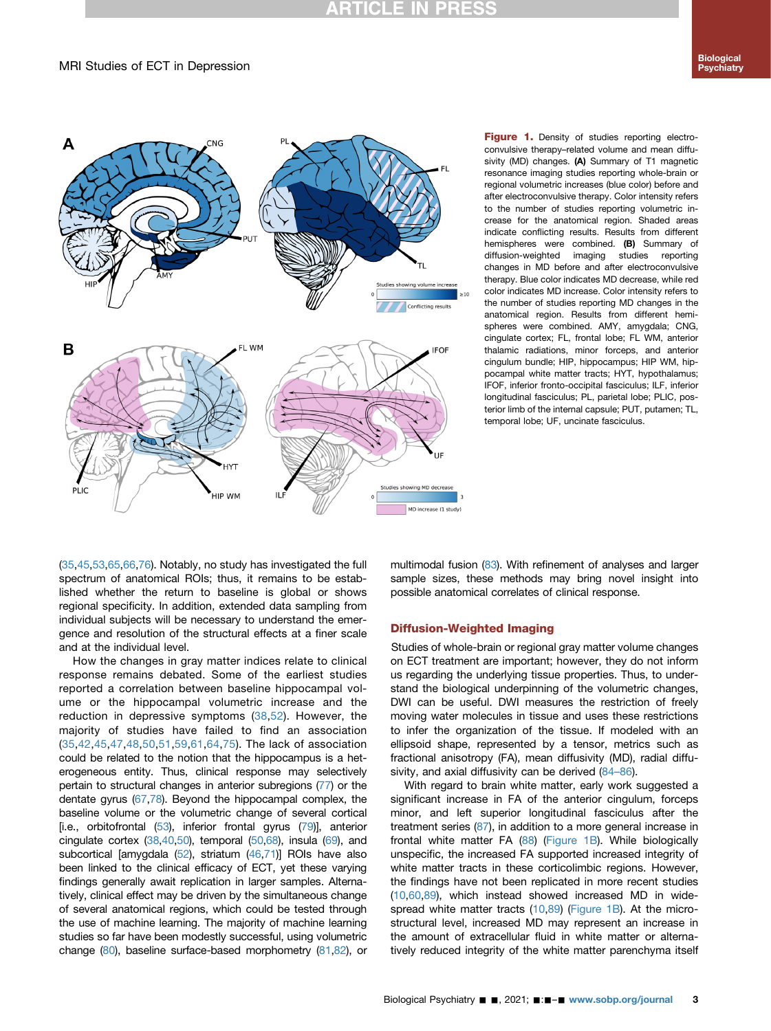**Figure 1.** Density of studies reporting electroconvulsive therapy–related volume and mean diffusivity (MD) changes. **(A)** Summary of T1 magnetic resonance imaging studies reporting whole-brain or regional volumetric increases (blue color) before and after electroconvulsive therapy. Color intensity refers to the number of studies reporting volumetric increase for the anatomical region. Shaded areas indicate conflicting results. Results from different hemispheres were combined. **(B)** Summary of diffusion-weighted imaging studies reporting changes in MD before and after electroconvulsive therapy. Blue color indicates MD decrease, while red color indicates MD increase. Color intensity refers to the number of studies reporting MD changes in the anatomical region. Results from different hemispheres were combined. AMY, amygdala; CNG, cingulate cortex; FL, frontal lobe; FL WM, anterior thalamic radiations, minor forceps, and anterior cingulum bundle; HIP, hippocampus; HIP WM, hippocampal white matter tracts; HYT, hypothalamus; IFOF, inferior fronto-occipital fasciculus; ILF, inferior longitudinal fasciculus; PL, parietal lobe; PLIC, posterior limb of the internal capsule; PUT, putamen; TL, temporal lobe; UF, uncinate fasciculus.

(35,45,53,65,66,76). Notably, no study has investigated the full spectrum of anatomical ROIs; thus, it remains to be established whether the return to baseline is global or shows regional specificity. In addition, extended data sampling from individual subjects will be necessary to understand the emergence and resolution of the structural effects at a finer scale and at the individual level.

How the changes in gray matter indices relate to clinical response remains debated. Some of the earliest studies reported a correlation between baseline hippocampal volume or the hippocampal volumetric increase and the reduction in depressive symptoms (38,52). However, the majority of studies have failed to find an association (35,42,45,47,48,50,51,59,61,64,75). The lack of association could be related to the notion that the hippocampus is a heterogeneous entity. Thus, clinical response may selectively pertain to structural changes in anterior subregions (77) or the dentate gyrus (67,78). Beyond the hippocampal complex, the baseline volume or the volumetric change of several cortical [i.e., orbitofrontal (53), inferior frontal gyrus (79)], anterior cingulate cortex (38,40,50), temporal (50,68), insula (69), and subcortical [amygdala (52), striatum (46,71)] ROIs have also been linked to the clinical efficacy of ECT, yet these varying findings generally await replication in larger samples. Alternatively, clinical effect may be driven by the simultaneous change of several anatomical regions, which could be tested through the use of machine learning. The majority of machine learning studies so far have been modestly successful, using volumetric change (80), baseline surface-based morphometry (81,82), or multimodal fusion (83). With refinement of analyses and larger sample sizes, these methods may bring novel insight into possible anatomical correlates of clinical response.

## Diffusion-Weighted Imaging

Studies of whole-brain or regional gray matter volume changes on ECT treatment are important; however, they do not inform us regarding the underlying tissue properties. Thus, to understand the biological underpinning of the volumetric changes, DWI can be useful. DWI measures the restriction of freely moving water molecules in tissue and uses these restrictions to infer the organization of the tissue. If modeled with an ellipsoid shape, represented by a tensor, metrics such as fractional anisotropy (FA), mean diffusivity (MD), radial diffusivity, and axial diffusivity can be derived (84–86).

With regard to brain white matter, early work suggested a significant increase in FA of the anterior cingulum, forceps minor, and left superior longitudinal fasciculus after the treatment series (87), in addition to a more general increase in frontal white matter FA (88) (Figure 1B). While biologically unspecific, the increased FA supported increased integrity of white matter tracts in these corticolimbic regions. However, the findings have not been replicated in more recent studies (10,60,89), which instead showed increased MD in widespread white matter tracts (10,89) (Figure 1B). At the microstructural level, increased MD may represent an increase in the amount of extracellular fluid in white matter or alternatively reduced integrity of the white matter parenchyma itself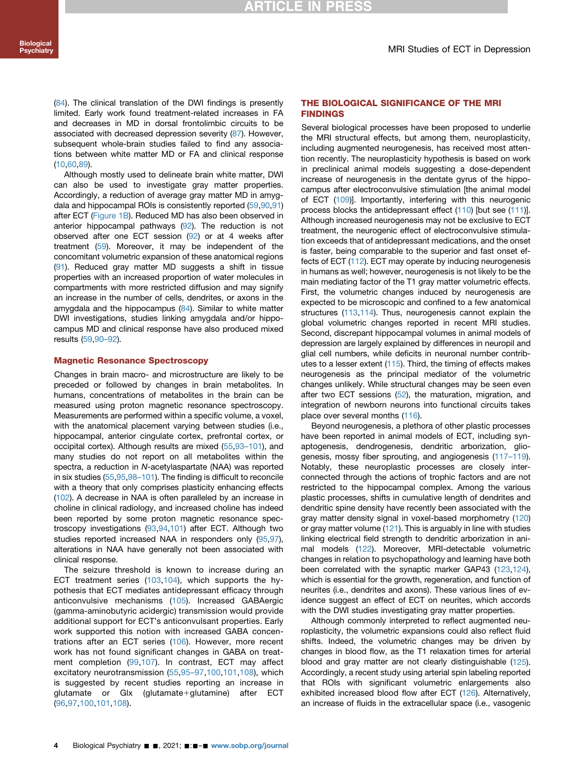(84). The clinical translation of the DWI findings is presently limited. Early work found treatment-related increases in FA and decreases in MD in dorsal frontolimbic circuits to be associated with decreased depression severity (87). However, subsequent whole-brain studies failed to find any associations between white matter MD or FA and clinical response (10,60,89).

Although mostly used to delineate brain white matter, DWI can also be used to investigate gray matter properties. Accordingly, a reduction of average gray matter MD in amygdala and hippocampal ROIs is consistently reported (59,90,91) after ECT (Figure 1B). Reduced MD has also been observed in anterior hippocampal pathways (92). The reduction is not observed after one ECT session (92) or at 4 weeks after treatment (59). Moreover, it may be independent of the concomitant volumetric expansion of these anatomical regions (91). Reduced gray matter MD suggests a shift in tissue properties with an increased proportion of water molecules in compartments with more restricted diffusion and may signify an increase in the number of cells, dendrites, or axons in the amygdala and the hippocampus (84). Similar to white matter DWI investigations, studies linking amygdala and/or hippocampus MD and clinical response have also produced mixed results (59,90–92).

### Magnetic Resonance Spectroscopy

Changes in brain macro- and microstructure are likely to be preceded or followed by changes in brain metabolites. In humans, concentrations of metabolites in the brain can be measured using proton magnetic resonance spectroscopy. Measurements are performed within a specific volume, a voxel, with the anatomical placement varying between studies (i.e., hippocampal, anterior cingulate cortex, prefrontal cortex, or occipital cortex). Although results are mixed (55,93–101), and many studies do not report on all metabolites within the spectra, a reduction in *N*-acetylaspartate (NAA) was reported in six studies (55,95,98–101). The finding is difficult to reconcile with a theory that only comprises plasticity enhancing effects (102). A decrease in NAA is often paralleled by an increase in choline in clinical radiology, and increased choline has indeed been reported by some proton magnetic resonance spectroscopy investigations (93,94,101) after ECT. Although two studies reported increased NAA in responders only (95,97), alterations in NAA have generally not been associated with clinical response.

The seizure threshold is known to increase during an ECT treatment series (103,104), which supports the hypothesis that ECT mediates antidepressant efficacy through anticonvulsive mechanisms (105). Increased GABAergic (gamma-aminobutyric acidergic) transmission would provide additional support for ECT's anticonvulsant properties. Early work supported this notion with increased GABA concentrations after an ECT series (106). However, more recent work has not found significant changes in GABA on treatment completion (99,107). In contrast, ECT may affect excitatory neurotransmission (55,95–97,100,101,108), which is suggested by recent studies reporting an increase in glutamate or Glx (glutamate+glutamine) after ECT (96,97,100,101,108).

## THE BIOLOGICAL SIGNIFICANCE OF THE MRI FINDINGS

Several biological processes have been proposed to underlie the MRI structural effects, but among them, neuroplasticity, including augmented neurogenesis, has received most attention recently. The neuroplasticity hypothesis is based on work in preclinical animal models suggesting a dose-dependent increase of neurogenesis in the dentate gyrus of the hippocampus after electroconvulsive stimulation [the animal model of ECT (109)]. Importantly, interfering with this neurogenic process blocks the antidepressant effect (110) [but see (111)]. Although increased neurogenesis may not be exclusive to ECT treatment, the neurogenic effect of electroconvulsive stimulation exceeds that of antidepressant medications, and the onset is faster, being comparable to the superior and fast onset effects of ECT (112). ECT may operate by inducing neurogenesis in humans as well; however, neurogenesis is not likely to be the main mediating factor of the T1 gray matter volumetric effects. First, the volumetric changes induced by neurogenesis are expected to be microscopic and confined to a few anatomical structures (113,114). Thus, neurogenesis cannot explain the global volumetric changes reported in recent MRI studies. Second, discrepant hippocampal volumes in animal models of depression are largely explained by differences in neuropil and glial cell numbers, while deficits in neuronal number contributes to a lesser extent (115). Third, the timing of effects makes neurogenesis as the principal mediator of the volumetric changes unlikely. While structural changes may be seen even after two ECT sessions (52), the maturation, migration, and integration of newborn neurons into functional circuits takes place over several months (116).

Beyond neurogenesis, a plethora of other plastic processes have been reported in animal models of ECT, including synaptogenesis, dendrogenesis, dendritic arborization, gliogenesis, mossy fiber sprouting, and angiogenesis (117–119). Notably, these neuroplastic processes are closely interconnected through the actions of trophic factors and are not restricted to the hippocampal complex. Among the various plastic processes, shifts in cumulative length of dendrites and dendritic spine density have recently been associated with the gray matter density signal in voxel-based morphometry (120) or gray matter volume (121). This is arguably in line with studies linking electrical field strength to dendritic arborization in animal models (122). Moreover, MRI-detectable volumetric changes in relation to psychopathology and learning have both been correlated with the synaptic marker GAP43 (123,124), which is essential for the growth, regeneration, and function of neurites (i.e., dendrites and axons). These various lines of evidence suggest an effect of ECT on neurites, which accords with the DWI studies investigating gray matter properties.

Although commonly interpreted to reflect augmented neuroplasticity, the volumetric expansions could also reflect fluid shifts. Indeed, the volumetric changes may be driven by changes in blood flow, as the T1 relaxation times for arterial blood and gray matter are not clearly distinguishable (125). Accordingly, a recent study using arterial spin labeling reported that ROIs with significant volumetric enlargements also exhibited increased blood flow after ECT (126). Alternatively, an increase of fluids in the extracellular space (i.e., vasogenic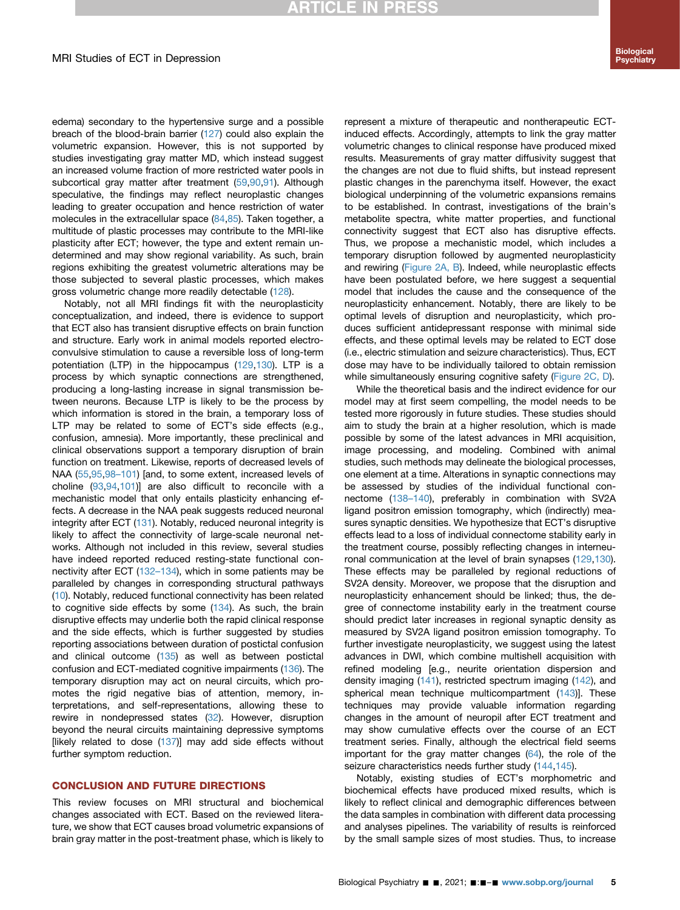edema) secondary to the hypertensive surge and a possible breach of the blood-brain barrier (127) could also explain the volumetric expansion. However, this is not supported by studies investigating gray matter MD, which instead suggest an increased volume fraction of more restricted water pools in subcortical gray matter after treatment (59,90,91). Although speculative, the findings may reflect neuroplastic changes leading to greater occupation and hence restriction of water molecules in the extracellular space (84,85). Taken together, a multitude of plastic processes may contribute to the MRI-like plasticity after ECT; however, the type and extent remain undetermined and may show regional variability. As such, brain regions exhibiting the greatest volumetric alterations may be those subjected to several plastic processes, which makes gross volumetric change more readily detectable (128).

Notably, not all MRI findings fit with the neuroplasticity conceptualization, and indeed, there is evidence to support that ECT also has transient disruptive effects on brain function and structure. Early work in animal models reported electroconvulsive stimulation to cause a reversible loss of long-term potentiation (LTP) in the hippocampus (129,130). LTP is a process by which synaptic connections are strengthened, producing a long-lasting increase in signal transmission between neurons. Because LTP is likely to be the process by which information is stored in the brain, a temporary loss of LTP may be related to some of ECT's side effects (e.g., confusion, amnesia). More importantly, these preclinical and clinical observations support a temporary disruption of brain function on treatment. Likewise, reports of decreased levels of NAA (55,95,98–101) [and, to some extent, increased levels of choline (93,94,101)] are also difficult to reconcile with a mechanistic model that only entails plasticity enhancing effects. A decrease in the NAA peak suggests reduced neuronal integrity after ECT (131). Notably, reduced neuronal integrity is likely to affect the connectivity of large-scale neuronal networks. Although not included in this review, several studies have indeed reported reduced resting-state functional connectivity after ECT (132–134), which in some patients may be paralleled by changes in corresponding structural pathways (10). Notably, reduced functional connectivity has been related to cognitive side effects by some (134). As such, the brain disruptive effects may underlie both the rapid clinical response and the side effects, which is further suggested by studies reporting associations between duration of postictal confusion and clinical outcome (135) as well as between postictal confusion and ECT-mediated cognitive impairments (136). The temporary disruption may act on neural circuits, which promotes the rigid negative bias of attention, memory, interpretations, and self-representations, allowing these to rewire in nondepressed states (32). However, disruption beyond the neural circuits maintaining depressive symptoms [likely related to dose (137)] may add side effects without further symptom reduction.

## CONCLUSION AND FUTURE DIRECTIONS

This review focuses on MRI structural and biochemical changes associated with ECT. Based on the reviewed literature, we show that ECT causes broad volumetric expansions of brain gray matter in the post-treatment phase, which is likely to represent a mixture of therapeutic and nontherapeutic ECT-induced effects. Accordingly, attempts to link the gray matter volumetric changes to clinical response have produced mixed results. Measurements of gray matter diffusivity suggest that the changes are not due to fluid shifts, but instead represent plastic changes in the parenchyma itself. However, the exact biological underpinning of the volumetric expansions remains to be established. In contrast, investigations of the brain's metabolite spectra, white matter properties, and functional connectivity suggest that ECT also has disruptive effects. Thus, we propose a mechanistic model, which includes a temporary disruption followed by augmented neuroplasticity and rewiring (Figure 2A, B). Indeed, while neuroplastic effects have been postulated before, we here suggest a sequential model that includes the cause and the consequence of the neuroplasticity enhancement. Notably, there are likely to be optimal levels of disruption and neuroplasticity, which produces sufficient antidepressant response with minimal side effects, and these optimal levels may be related to ECT dose (i.e., electric stimulation and seizure characteristics). Thus, ECT dose may have to be individually tailored to obtain remission while simultaneously ensuring cognitive safety (Figure 2C, D).

While the theoretical basis and the indirect evidence for our model may at first seem compelling, the model needs to be tested more rigorously in future studies. These studies should aim to study the brain at a higher resolution, which is made possible by some of the latest advances in MRI acquisition, image processing, and modeling. Combined with animal studies, such methods may delineate the biological processes, one element at a time. Alterations in synaptic connections may be assessed by studies of the individual functional connectome (138–140), preferably in combination with SV2A ligand positron emission tomography, which (indirectly) measures synaptic densities. We hypothesize that ECT's disruptive effects lead to a loss of individual connectome stability early in the treatment course, possibly reflecting changes in interneuronal communication at the level of brain synapses (129,130). These effects may be paralleled by regional reductions of SV2A density. Moreover, we propose that the disruption and neuroplasticity enhancement should be linked; thus, the degree of connectome instability early in the treatment course should predict later increases in regional synaptic density as measured by SV2A ligand positron emission tomography. To further investigate neuroplasticity, we suggest using the latest advances in DWI, which combine multishell acquisition with refined modeling [e.g., neurite orientation dispersion and density imaging (141), restricted spectrum imaging (142), and spherical mean technique multicompartment (143)]. These techniques may provide valuable information regarding changes in the amount of neuropil after ECT treatment and may show cumulative effects over the course of an ECT treatment series. Finally, although the electrical field seems important for the gray matter changes (64), the role of the seizure characteristics needs further study (144,145).

Notably, existing studies of ECT's morphometric and biochemical effects have produced mixed results, which is likely to reflect clinical and demographic differences between the data samples in combination with different data processing and analyses pipelines. The variability of results is reinforced by the small sample sizes of most studies. Thus, to increase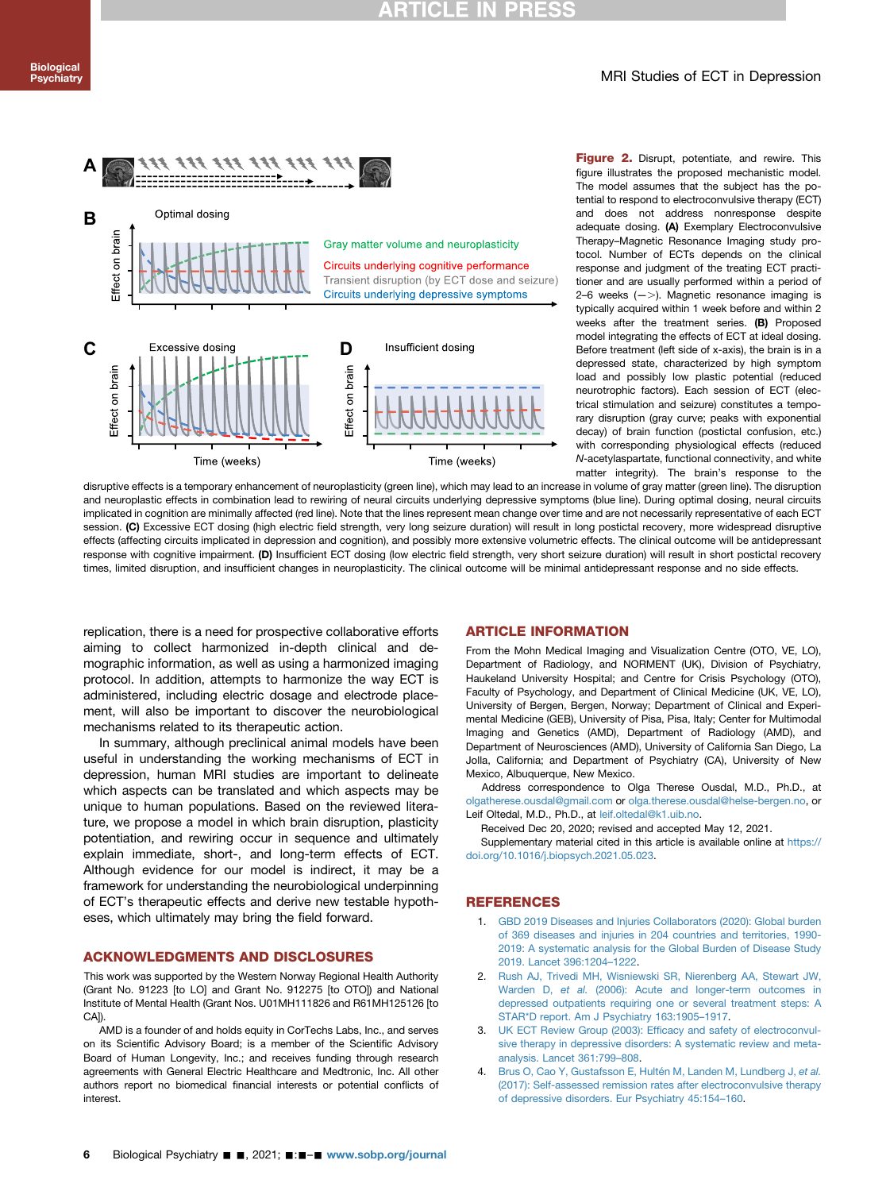**Figure 2.** Disrupt, potentiate, and rewire. This figure illustrates the proposed mechanistic model. The model assumes that the subject has the potential to respond to electroconvulsive therapy (ECT) and does not address nonresponse despite adequate dosing. **(A)** Exemplary Electroconvulsive Therapy–Magnetic Resonance Imaging study protocol. Number of ECTs depends on the clinical response and judgment of the treating ECT practitioner and are usually performed within a period of 2–6 weeks (—>). Magnetic resonance imaging is typically acquired within 1 week before and within 2 weeks after the treatment series. **(B)** Proposed model integrating the effects of ECT at ideal dosing. Before treatment (left side of x-axis), the brain is in a depressed state, characterized by high symptom load and possibly low plastic potential (reduced neurotrophic factors). Each session of ECT (electrical stimulation and seizure) constitutes a temporary disruption (gray curve; peaks with exponential decay) of brain function (postictal confusion, etc.) with corresponding physiological effects (reduced *N*-acetylaspartate, functional connectivity, and white matter integrity). The brain's response to the disruptive effects is a temporary enhancement of neuroplasticity (green line), which may lead to an increase in volume of gray matter (green line). The disruption and neuroplastic effects in combination lead to rewiring of neural circuits underlying depressive symptoms (blue line). During optimal dosing, neural circuits implicated in cognition are minimally affected (red line). Note that the lines represent mean change over time and are not necessarily representative of each ECT session. **(C)** Excessive ECT dosing (high electric field strength, very long seizure duration) will result in long postictal recovery, more widespread disruptive effects (affecting circuits implicated in depression and cognition), and possibly more extensive volumetric effects. The clinical outcome will be antidepressant response with cognitive impairment. **(D)** Insufficient ECT dosing (low electric field strength, very short seizure duration) will result in short postictal recovery times, limited disruption, and insufficient changes in neuroplasticity. The clinical outcome will be minimal antidepressant response and no side effects.

replication, there is a need for prospective collaborative efforts aiming to collect harmonized in-depth clinical and demographic information, as well as using a harmonized imaging protocol. In addition, attempts to harmonize the way ECT is administered, including electric dosage and electrode placement, will also be important to discover the neurobiological mechanisms related to its therapeutic action.

In summary, although preclinical animal models have been useful in understanding the working mechanisms of ECT in depression, human MRI studies are important to delineate which aspects can be translated and which aspects may be unique to human populations. Based on the reviewed literature, we propose a model in which brain disruption, plasticity potentiation, and rewiring occur in sequence and ultimately explain immediate, short-, and long-term effects of ECT. Although evidence for our model is indirect, it may be a framework for understanding the neurobiological underpinning of ECT's therapeutic effects and derive new testable hypotheses, which ultimately may bring the field forward.

## ACKNOWLEDGMENTS AND DISCLOSURES

This work was supported by the Western Norway Regional Health Authority (Grant No. 91223 [to LO] and Grant No. 912275 [to OTO]) and National Institute of Mental Health (Grant Nos. U01MH111826 and R61MH125126 [to CA]).

AMD is a founder of and holds equity in CorTechs Labs, Inc., and serves on its Scientific Advisory Board; is a member of the Scientific Advisory Board of Human Longevity, Inc.; and receives funding through research agreements with General Electric Healthcare and Medtronic, Inc. All other authors report no biomedical financial interests or potential conflicts of interest.

## ARTICLE INFORMATION

From the Mohn Medical Imaging and Visualization Centre (OTO, VE, LO), Department of Radiology, and NORMENT (UK), Division of Psychiatry, Haukeland University Hospital; and Centre for Crisis Psychology (OTO), Faculty of Psychology, and Department of Clinical Medicine (UK, VE, LO), University of Bergen, Bergen, Norway; Department of Clinical and Experimental Medicine (EB), University of Pisa, Pisa, Italy; Center for Multimodal Imaging and Genetics (AMD), Department of Radiology (AMD), and Department of Neurosciences (AMD), University of California San Diego, La Jolla, California; and Department of Psychiatry (CA), University of New Mexico, Albuquerque, New Mexico.

Address correspondence to Olga Therese Ousdal, M.D., Ph.D., at olgatherese.ousdal@gmail.com or olga.therese.ousdal@helse-bergen.no, or Leif Oltedal, M.D., Ph.D., at leif.oltedal@k1.uib.no.

Received Dec 20, 2020; revised and accepted May 12, 2021.

Supplementary material cited in this article is available online at https://doi.org/10.1016/j.biopsych.2021.05.023.

## REFERENCES

1. GBD 2019 Diseases and Injuries Collaborators (2020): Global burden of 369 diseases and injuries in 204 countries and territories, 1990-2019: A systematic analysis for the Global Burden of Disease Study 2019. Lancet 396:1204–1222.
2. Rush AJ, Trivedi MH, Wisniewski SR, Nierenberg AA, Stewart JW, Warden D, *et al.* (2006): Acute and longer-term outcomes in depressed outpatients requiring one or several treatment steps: A STAR*D report. Am J Psychiatry 163:1905–1917.
3. UK ECT Review Group (2003): Efficacy and safety of electroconvulsive therapy in depressive disorders: A systematic review and meta-analysis. Lancet 361:799–808.
4. Brus O, Cao Y, Gustafsson E, Hultén M, Landen M, Lundberg J, *et al.* (2017): Self-assessed remission rates after electroconvulsive therapy of depressive disorders. Eur Psychiatry 45:154–160.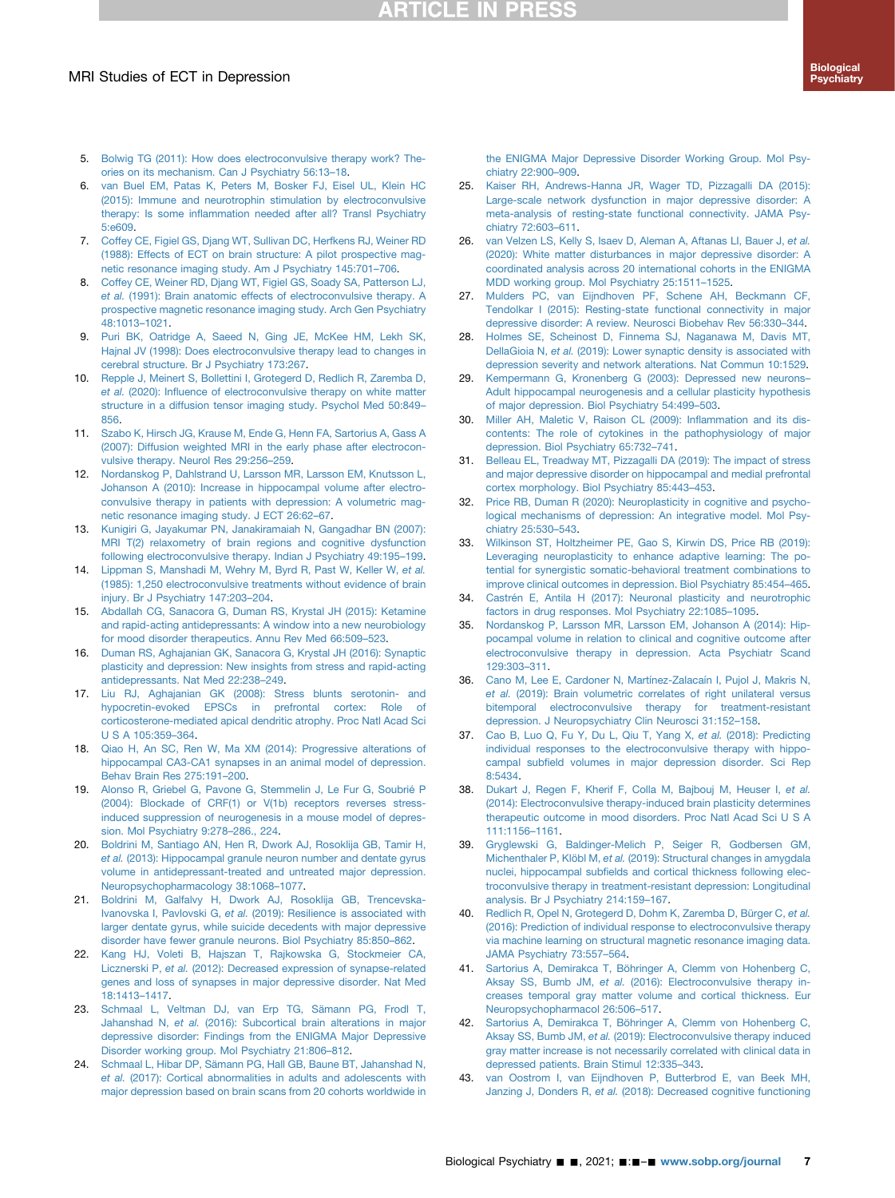5. Bolwig TG (2011): How does electroconvulsive therapy work? Theories on its mechanism. Can J Psychiatry 56:13–18.
6. van Buel EM, Patas K, Peters M, Bosker FJ, Eisel UL, Klein HC (2015): Immune and neurotrophin stimulation by electroconvulsive therapy: Is some inflammation needed after all? Transl Psychiatry 5:e609.
7. Coffey CE, Figiel GS, Djang WT, Sullivan DC, Herfkens RJ, Weiner RD (1988): Effects of ECT on brain structure: A pilot prospective magnetic resonance imaging study. Am J Psychiatry 145:701–706.
8. Coffey CE, Weiner RD, Djang WT, Figiel GS, Soady SA, Patterson LJ, *et al.* (1991): Brain anatomic effects of electroconvulsive therapy. A prospective magnetic resonance imaging study. Arch Gen Psychiatry 48:1013–1021.
9. Puri BK, Oatridge A, Saeed N, Ging JE, McKee HM, Lekh SK, Hajnal JV (1998): Does electroconvulsive therapy lead to changes in cerebral structure. Br J Psychiatry 173:267.
10. Repple J, Meinert S, Bollettini I, Grotegerd D, Redlich R, Zaremba D, *et al.* (2020): Influence of electroconvulsive therapy on white matter structure in a diffusion tensor imaging study. Psychol Med 50:849–856.
11. Szabo K, Hirsch JG, Krause M, Ende G, Henn FA, Sartorius A, Gass A (2007): Diffusion weighted MRI in the early phase after electroconvulsive therapy. Neurol Res 29:256–259.
12. Nordanskog P, Dahlstrand U, Larsson MR, Larsson EM, Knutsson L, Johanson A (2010): Increase in hippocampal volume after electroconvulsive therapy in patients with depression: A volumetric magnetic resonance imaging study. J ECT 26:62–67.
13. Kunigiri G, Jayakumar PN, Janakiramaiah N, Gangadhar BN (2007): MRI T(2) relaxometry of brain regions and cognitive dysfunction following electroconvulsive therapy. Indian J Psychiatry 49:195–199.
14. Lippman S, Manshadi M, Wehry M, Byrd R, Past W, Keller W, *et al.* (1985): 1,250 electroconvulsive treatments without evidence of brain injury. Br J Psychiatry 147:203–204.
15. Abdallah CG, Sanacora G, Duman RS, Krystal JH (2015): Ketamine and rapid-acting antidepressants: A window into a new neurobiology for mood disorder therapeutics. Annu Rev Med 66:509–523.
16. Duman RS, Aghajanian GK, Sanacora G, Krystal JH (2016): Synaptic plasticity and depression: New insights from stress and rapid-acting antidepressants. Nat Med 22:238–249.
17. Liu RJ, Aghajanian GK (2008): Stress blunts serotonin- and hypocretin-evoked EPSCs in prefrontal cortex: Role of corticosterone-mediated apical dendritic atrophy. Proc Natl Acad Sci U S A 105:359–364.
18. Qiao H, An SC, Ren W, Ma XM (2014): Progressive alterations of hippocampal CA3-CA1 synapses in an animal model of depression. Behav Brain Res 275:191–200.
19. Alonso R, Griebel G, Pavone G, Stemmelin J, Le Fur G, Soubrié P (2004): Blockade of CRF(1) or V(1b) receptors reverses stress-induced suppression of neurogenesis in a mouse model of depression. Mol Psychiatry 9:278–286., 224.
20. Boldrini M, Santiago AN, Hen R, Dwork AJ, Rosoklija GB, Tamir H, *et al.* (2013): Hippocampal granule neuron number and dentate gyrus volume in antidepressant-treated and untreated major depression. Neuropsychopharmacology 38:1068–1077.
21. Boldrini M, Galfalvy H, Dwork AJ, Rosoklija GB, Trencevska-Ivanovska I, Pavlovski G, *et al.* (2019): Resilience is associated with larger dentate gyrus, while suicide decedents with major depressive disorder have fewer granule neurons. Biol Psychiatry 85:850–862.
22. Kang HJ, Voleti B, Hajszan T, Rajkowska G, Stockmeier CA, Licznerski P, *et al.* (2012): Decreased expression of synapse-related genes and loss of synapses in major depressive disorder. Nat Med 18:1413–1417.
23. Schmaal L, Veltman DJ, van Erp TG, Sämann PG, Frodl T, Jahanshad N, *et al.* (2016): Subcortical brain alterations in major depressive disorder: Findings from the ENIGMA Major Depressive Disorder working group. Mol Psychiatry 21:806–812.
24. Schmaal L, Hibar DP, Sämann PG, Hall GB, Baune BT, Jahanshad N, *et al.* (2017): Cortical abnormalities in adults and adolescents with major depression based on brain scans from 20 cohorts worldwide in the ENIGMA Major Depressive Disorder Working Group. Mol Psychiatry 22:900–909.
25. Kaiser RH, Andrews-Hanna JR, Wager TD, Pizzagalli DA (2015): Large-scale network dysfunction in major depressive disorder: A meta-analysis of resting-state functional connectivity. JAMA Psychiatry 72:603–611.
26. van Velzen LS, Kelly S, Isaev D, Aleman A, Aftanas LI, Bauer J, *et al.* (2020): White matter disturbances in major depressive disorder: A coordinated analysis across 20 international cohorts in the ENIGMA MDD working group. Mol Psychiatry 25:1511–1525.
27. Mulders PC, van Eijndhoven PF, Schene AH, Beckmann CF, Tendolkar I (2015): Resting-state functional connectivity in major depressive disorder: A review. Neurosci Biobehav Rev 56:330–344.
28. Holmes SE, Scheinost D, Finnema SJ, Naganawa M, Davis MT, DellaGioia N, *et al.* (2019): Lower synaptic density is associated with depression severity and network alterations. Nat Commun 10:1529.
29. Kempermann G, Kronenberg G (2003): Depressed new neurons–Adult hippocampal neurogenesis and a cellular plasticity hypothesis of major depression. Biol Psychiatry 54:499–503.
30. Miller AH, Maletic V, Raison CL (2009): Inflammation and its discontents: The role of cytokines in the pathophysiology of major depression. Biol Psychiatry 65:732–741.
31. Belleau EL, Treadway MT, Pizzagalli DA (2019): The impact of stress and major depressive disorder on hippocampal and medial prefrontal cortex morphology. Biol Psychiatry 85:443–453.
32. Price RB, Duman R (2020): Neuroplasticity in cognitive and psychological mechanisms of depression: An integrative model. Mol Psychiatry 25:530–543.
33. Wilkinson ST, Holtzheimer PE, Gao S, Kirwin DS, Price RB (2019): Leveraging neuroplasticity to enhance adaptive learning: The potential for synergistic somatic-behavioral treatment combinations to improve clinical outcomes in depression. Biol Psychiatry 85:454–465.
34. Castrén E, Antila H (2017): Neuronal plasticity and neurotrophic factors in drug responses. Mol Psychiatry 22:1085–1095.
35. Nordanskog P, Larsson MR, Larsson EM, Johanson A (2014): Hippocampal volume in relation to clinical and cognitive outcome after electroconvulsive therapy in depression. Acta Psychiatr Scand 129:303–311.
36. Cano M, Lee E, Cardoner N, Martínez-Zalacaín I, Pujol J, Makris N, *et al.* (2019): Brain volumetric correlates of right unilateral versus bitemporal electroconvulsive therapy for treatment-resistant depression. J Neuropsychiatry Clin Neurosci 31:152–158.
37. Cao B, Luo Q, Fu Y, Du L, Qiu T, Yang X, *et al.* (2018): Predicting individual responses to the electroconvulsive therapy with hippocampal subfield volumes in major depression disorder. Sci Rep 8:5434.
38. Dukart J, Regen F, Kherif F, Colla M, Bajbouj M, Heuser I, *et al.* (2014): Electroconvulsive therapy-induced brain plasticity determines therapeutic outcome in mood disorders. Proc Natl Acad Sci U S A 111:1156–1161.
39. Gryglewski G, Baldinger-Melich P, Seiger R, Godbersen GM, Michenthaler P, Klöbl M, *et al.* (2019): Structural changes in amygdala nuclei, hippocampal subfields and cortical thickness following electroconvulsive therapy in treatment-resistant depression: Longitudinal analysis. Br J Psychiatry 214:159–167.
40. Redlich R, Opel N, Grotegerd D, Dohm K, Zaremba D, Bürger C, *et al.* (2016): Prediction of individual response to electroconvulsive therapy via machine learning on structural magnetic resonance imaging data. JAMA Psychiatry 73:557–564.
41. Sartorius A, Demirakca T, Böhringer A, Clemm von Hohenberg C, Aksay SS, Bumb JM, *et al.* (2016): Electroconvulsive therapy increases temporal gray matter volume and cortical thickness. Eur Neuropsychopharmacol 26:506–517.
42. Sartorius A, Demirakca T, Böhringer A, Clemm von Hohenberg C, Aksay SS, Bumb JM, *et al.* (2019): Electroconvulsive therapy induced gray matter increase is not necessarily correlated with clinical data in depressed patients. Brain Stimul 12:335–343.
43. van Oostrom I, van Eijndhoven P, Butterbrod E, van Beek MH, Janzing J, Donders R, *et al.* (2018): Decreased cognitive functioning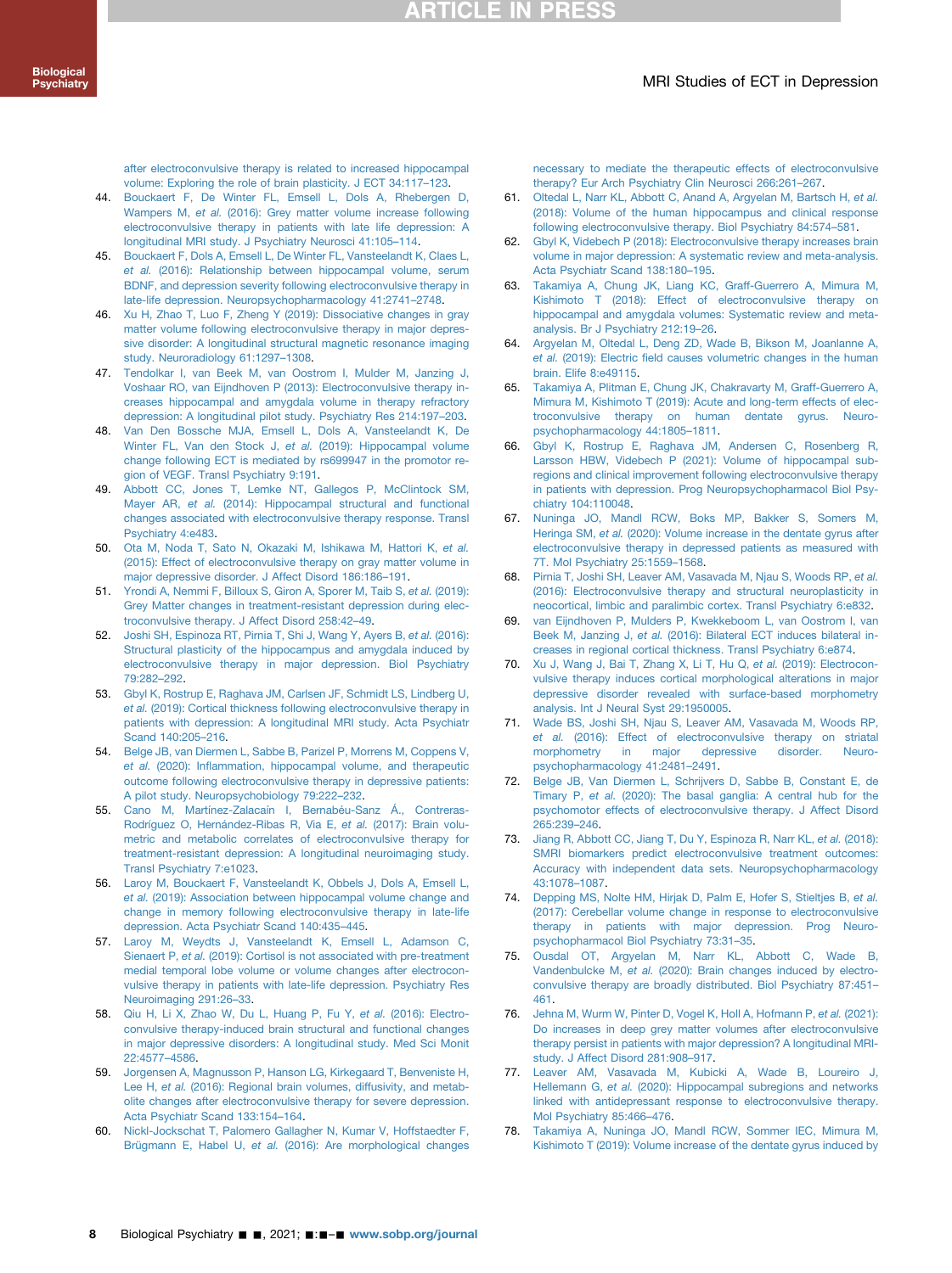after electroconvulsive therapy is related to increased hippocampal volume: Exploring the role of brain plasticity. J ECT 34:117–123.

44. Bouckaert F, De Winter FL, Emsell L, Dols A, Rhebergen D, Wampers M, *et al.* (2016): Grey matter volume increase following electroconvulsive therapy in patients with late life depression: A longitudinal MRI study. J Psychiatry Neurosci 41:105–114.
45. Bouckaert F, Dols A, Emsell L, De Winter FL, Vansteelandt K, Claes L, *et al.* (2016): Relationship between hippocampal volume, serum BDNF, and depression severity following electroconvulsive therapy in late-life depression. Neuropsychopharmacology 41:2741–2748.
46. Xu H, Zhao T, Luo F, Zheng Y (2019): Dissociative changes in gray matter volume following electroconvulsive therapy in major depressive disorder: A longitudinal structural magnetic resonance imaging study. Neuroradiology 61:1297–1308.
47. Tendolkar I, van Beek M, van Oostrom I, Mulder M, Janzing J, Voshaar RO, van Eijndhoven P (2013): Electroconvulsive therapy increases hippocampal and amygdala volume in therapy refractory depression: A longitudinal pilot study. Psychiatry Res 214:197–203.
48. Van Den Bossche MJA, Emsell L, Dols A, Vansteelandt K, De Winter FL, Van den Stock J, *et al.* (2019): Hippocampal volume change following ECT is mediated by rs699947 in the promotor region of VEGF. Transl Psychiatry 9:191.
49. Abbott CC, Jones T, Lemke NT, Gallegos P, McClintock SM, Mayer AR, *et al.* (2014): Hippocampal structural and functional changes associated with electroconvulsive therapy response. Transl Psychiatry 4:e483.
50. Ota M, Noda T, Sato N, Okazaki M, Ishikawa M, Hattori K, *et al.* (2015): Effect of electroconvulsive therapy on gray matter volume in major depressive disorder. J Affect Disord 186:186–191.
51. Yrondi A, Nemmi F, Billoux S, Giron A, Sporer M, Taib S, *et al.* (2019): Grey Matter changes in treatment-resistant depression during electroconvulsive therapy. J Affect Disord 258:42–49.
52. Joshi SH, Espinoza RT, Pirnia T, Shi J, Wang Y, Ayers B, *et al.* (2016): Structural plasticity of the hippocampus and amygdala induced by electroconvulsive therapy in major depression. Biol Psychiatry 79:282–292.
53. Gbyl K, Rostrup E, Raghava JM, Carlsen JF, Schmidt LS, Lindberg U, *et al.* (2019): Cortical thickness following electroconvulsive therapy in patients with depression: A longitudinal MRI study. Acta Psychiatr Scand 140:205–216.
54. Belge JB, van Diermen L, Sabbe B, Parizel P, Morrens M, Coppens V, *et al.* (2020): Inflammation, hippocampal volume, and therapeutic outcome following electroconvulsive therapy in depressive patients: A pilot study. Neuropsychobiology 79:222–232.
55. Cano M, Martínez-Zalacaín I, Bernabéu-Sanz Á., Contreras-Rodríguez O, Hernández-Ribas R, Via E, *et al.* (2017): Brain volumetric and metabolic correlates of electroconvulsive therapy for treatment-resistant depression: A longitudinal neuroimaging study. Transl Psychiatry 7:e1023.
56. Laroy M, Bouckaert F, Vansteelandt K, Obbels J, Dols A, Emsell L, *et al.* (2019): Association between hippocampal volume change and change in memory following electroconvulsive therapy in late-life depression. Acta Psychiatr Scand 140:435–445.
57. Laroy M, Weydts J, Vansteelandt K, Emsell L, Adamson C, Sienaert P, *et al.* (2019): Cortisol is not associated with pre-treatment medial temporal lobe volume or volume changes after electroconvulsive therapy in patients with late-life depression. Psychiatry Res Neuroimaging 291:26–33.
58. Qiu H, Li X, Zhao W, Du L, Huang P, Fu Y, *et al.* (2016): Electroconvulsive therapy-induced brain structural and functional changes in major depressive disorders: A longitudinal study. Med Sci Monit 22:4577–4586.
59. Jorgensen A, Magnusson P, Hanson LG, Kirkegaard T, Benveniste H, Lee H, *et al.* (2016): Regional brain volumes, diffusivity, and metabolite changes after electroconvulsive therapy for severe depression. Acta Psychiatr Scand 133:154–164.
60. Nickl-Jockschat T, Palomero Gallagher N, Kumar V, Hoffstaedter F, Brügmann E, Habel U, *et al.* (2016): Are morphological changes necessary to mediate the therapeutic effects of electroconvulsive therapy? Eur Arch Psychiatry Clin Neurosci 266:261–267.
61. Oltedal L, Narr KL, Abbott C, Anand A, Argyelan M, Bartsch H, *et al.* (2018): Volume of the human hippocampus and clinical response following electroconvulsive therapy. Biol Psychiatry 84:574–581.
62. Gbyl K, Videbech P (2018): Electroconvulsive therapy increases brain volume in major depression: A systematic review and meta-analysis. Acta Psychiatr Scand 138:180–195.
63. Takamiya A, Chung JK, Liang KC, Graff-Guerrero A, Mimura M, Kishimoto T (2018): Effect of electroconvulsive therapy on hippocampal and amygdala volumes: Systematic review and meta-analysis. Br J Psychiatry 212:19–26.
64. Argyelan M, Oltedal L, Deng ZD, Wade B, Bikson M, Joanlanne A, *et al.* (2019): Electric field causes volumetric changes in the human brain. Elife 8:e49115.
65. Takamiya A, Plitman E, Chung JK, Chakravarty M, Graff-Guerrero A, Mimura M, Kishimoto T (2019): Acute and long-term effects of electroconvulsive therapy on human dentate gyrus. Neuropsychopharmacology 44:1805–1811.
66. Gbyl K, Rostrup E, Raghava JM, Andersen C, Rosenberg R, Larsson HBW, Videbech P (2021): Volume of hippocampal subregions and clinical improvement following electroconvulsive therapy in patients with depression. Prog Neuropsychopharmacol Biol Psychiatry 104:110048.
67. Nuninga JO, Mandl RCW, Boks MP, Bakker S, Somers M, Heringa SM, *et al.* (2020): Volume increase in the dentate gyrus after electroconvulsive therapy in depressed patients as measured with 7T. Mol Psychiatry 25:1559–1568.
68. Pirnia T, Joshi SH, Leaver AM, Vasavada M, Njau S, Woods RP, *et al.* (2016): Electroconvulsive therapy and structural neuroplasticity in neocortical, limbic and paralimbic cortex. Transl Psychiatry 6:e832.
69. van Eijndhoven P, Mulders P, Kwekkeboom L, van Oostrom I, van Beek M, Janzing J, *et al.* (2016): Bilateral ECT induces bilateral increases in regional cortical thickness. Transl Psychiatry 6:e874.
70. Xu J, Wang J, Bai T, Zhang X, Li T, Hu Q, *et al.* (2019): Electroconvulsive therapy induces cortical morphological alterations in major depressive disorder revealed with surface-based morphometry analysis. Int J Neural Syst 29:1950005.
71. Wade BS, Joshi SH, Njau S, Leaver AM, Vasavada M, Woods RP, *et al.* (2016): Effect of electroconvulsive therapy on striatal morphometry in major depressive disorder. Neuropsychopharmacology 41:2481–2491.
72. Belge JB, Van Diermen L, Schrijvers D, Sabbe B, Constant E, de Timary P, *et al.* (2020): The basal ganglia: A central hub for the psychomotor effects of electroconvulsive therapy. J Affect Disord 265:239–246.
73. Jiang R, Abbott CC, Jiang T, Du Y, Espinoza R, Narr KL, *et al.* (2018): SMRI biomarkers predict electroconvulsive treatment outcomes: Accuracy with independent data sets. Neuropsychopharmacology 43:1078–1087.
74. Depping MS, Nolte HM, Hirjak D, Palm E, Hofer S, Stieltjes B, *et al.* (2017): Cerebellar volume change in response to electroconvulsive therapy in patients with major depression. Prog Neuropsychopharmacol Biol Psychiatry 73:31–35.
75. Ousdal OT, Argyelan M, Narr KL, Abbott C, Wade B, Vandenbulcke M, *et al.* (2020): Brain changes induced by electroconvulsive therapy are broadly distributed. Biol Psychiatry 87:451–461.
76. Jehna M, Wurm W, Pinter D, Vogel K, Holl A, Hofmann P, *et al.* (2021): Do increases in deep grey matter volumes after electroconvulsive therapy persist in patients with major depression? A longitudinal MRI-study. J Affect Disord 281:908–917.
77. Leaver AM, Vasavada M, Kubicki A, Wade B, Loureiro J, Hellemann G, *et al.* (2020): Hippocampal subregions and networks linked with antidepressant response to electroconvulsive therapy. Mol Psychiatry 85:466–476.
78. Takamiya A, Nuninga JO, Mandl RCW, Sommer IEC, Mimura M, Kishimoto T (2019): Volume increase of the dentate gyrus induced by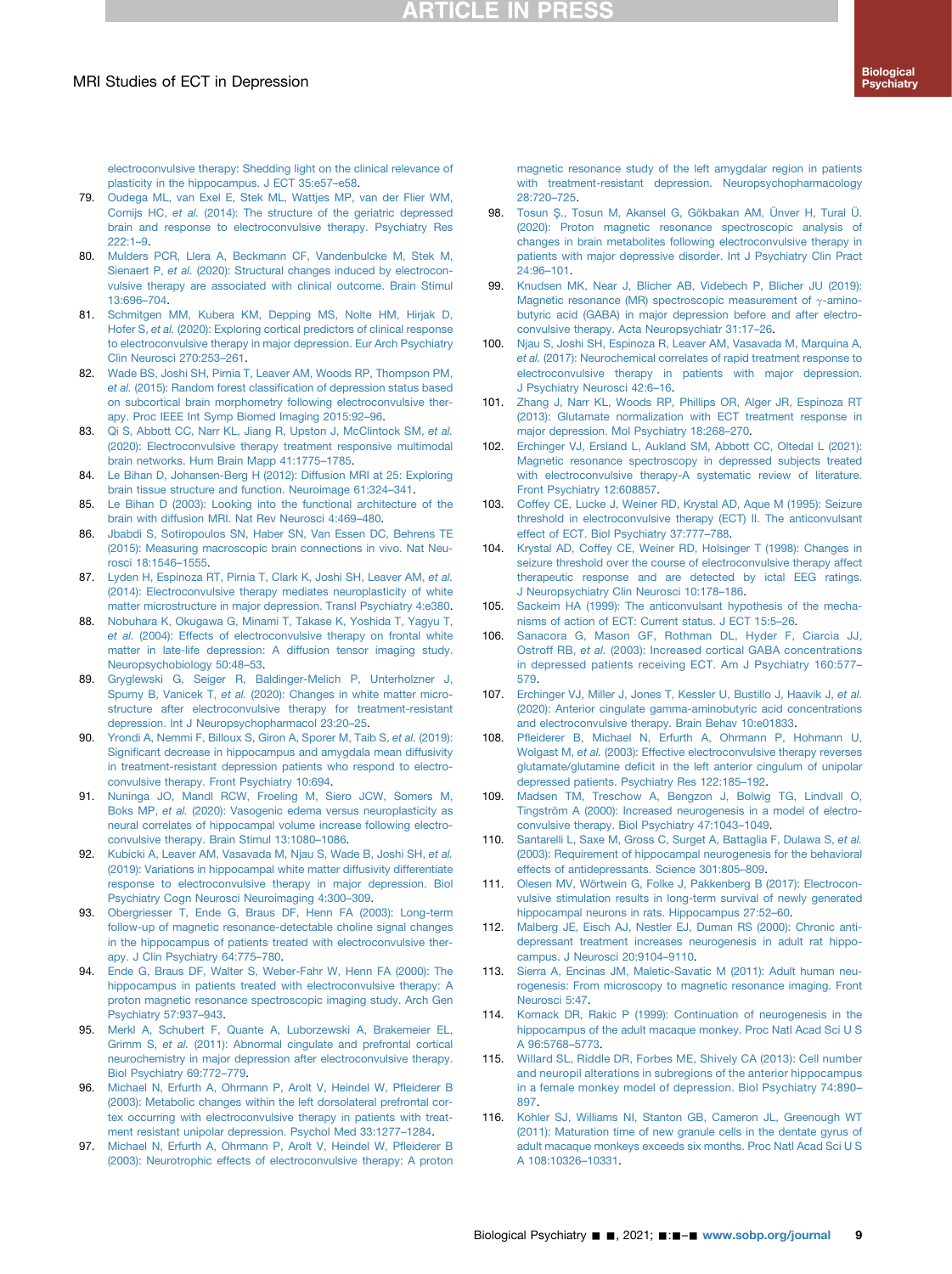electroconvulsive therapy: Shedding light on the clinical relevance of plasticity in the hippocampus. J ECT 35:e57–e58.

79. Oudega ML, van Exel E, Stek ML, Wattjes MP, van der Flier WM, Comijs HC, *et al.* (2014): The structure of the geriatric depressed brain and response to electroconvulsive therapy. Psychiatry Res 222:1–9.
80. Mulders PCR, Llera A, Beckmann CF, Vandenbulcke M, Stek M, Sienaert P, *et al.* (2020): Structural changes induced by electroconvulsive therapy are associated with clinical outcome. Brain Stimul 13:696–704.
81. Schmitgen MM, Kubera KM, Depping MS, Nolte HM, Hirjak D, Hofer S, *et al.* (2020): Exploring cortical predictors of clinical response to electroconvulsive therapy in major depression. Eur Arch Psychiatry Clin Neurosci 270:253–261.
82. Wade BS, Joshi SH, Pirnia T, Leaver AM, Woods RP, Thompson PM, *et al.* (2015): Random forest classification of depression status based on subcortical brain morphometry following electroconvulsive therapy. Proc IEEE Int Symp Biomed Imaging 2015:92–96.
83. Qi S, Abbott CC, Narr KL, Jiang R, Upston J, McClintock SM, *et al.* (2020): Electroconvulsive therapy treatment responsive multimodal brain networks. Hum Brain Mapp 41:1775–1785.
84. Le Bihan D, Johansen-Berg H (2012): Diffusion MRI at 25: Exploring brain tissue structure and function. Neuroimage 61:324–341.
85. Le Bihan D (2003): Looking into the functional architecture of the brain with diffusion MRI. Nat Rev Neurosci 4:469–480.
86. Jbabdi S, Sotiropoulos SN, Haber SN, Van Essen DC, Behrens TE (2015): Measuring macroscopic brain connections in vivo. Nat Neurosci 18:1546–1555.
87. Lyden H, Espinoza RT, Pirnia T, Clark K, Joshi SH, Leaver AM, *et al.* (2014): Electroconvulsive therapy mediates neuroplasticity of white matter microstructure in major depression. Transl Psychiatry 4:e380.
88. Nobuhara K, Okugawa G, Minami T, Takase K, Yoshida T, Yagyu T, *et al.* (2004): Effects of electroconvulsive therapy on frontal white matter in late-life depression: A diffusion tensor imaging study. Neuropsychobiology 50:48–53.
89. Gryglewski G, Seiger R, Baldinger-Melich P, Unterholzner J, Spurny B, Vanicek T, *et al.* (2020): Changes in white matter microstructure after electroconvulsive therapy for treatment-resistant depression. Int J Neuropsychopharmacol 23:20–25.
90. Yrondi A, Nemmi F, Billoux S, Giron A, Sporer M, Taib S, *et al.* (2019): Significant decrease in hippocampus and amygdala mean diffusivity in treatment-resistant depression patients who respond to electroconvulsive therapy. Front Psychiatry 10:694.
91. Nuninga JO, Mandl RCW, Froeling M, Siero JCW, Somers M, Boks MP, *et al.* (2020): Vasogenic edema versus neuroplasticity as neural correlates of hippocampal volume increase following electroconvulsive therapy. Brain Stimul 13:1080–1086.
92. Kubicki A, Leaver AM, Vasavada M, Njau S, Wade B, Joshi SH, *et al.* (2019): Variations in hippocampal white matter diffusivity differentiate response to electroconvulsive therapy in major depression. Biol Psychiatry Cogn Neurosci Neuroimaging 4:300–309.
93. Obergriesser T, Ende G, Braus DF, Henn FA (2003): Long-term follow-up of magnetic resonance-detectable choline signal changes in the hippocampus of patients treated with electroconvulsive therapy. J Clin Psychiatry 64:775–780.
94. Ende G, Braus DF, Walter S, Weber-Fahr W, Henn FA (2000): The hippocampus in patients treated with electroconvulsive therapy: A proton magnetic resonance spectroscopic imaging study. Arch Gen Psychiatry 57:937–943.
95. Merkl A, Schubert F, Quante A, Luborzewski A, Brakemeier EL, Grimm S, *et al.* (2011): Abnormal cingulate and prefrontal cortical neurochemistry in major depression after electroconvulsive therapy. Biol Psychiatry 69:772–779.
96. Michael N, Erfurth A, Ohrmann P, Arolt V, Heindel W, Pfleiderer B (2003): Metabolic changes within the left dorsolateral prefrontal cortex occurring with electroconvulsive therapy in patients with treatment resistant unipolar depression. Psychol Med 33:1277–1284.
97. Michael N, Erfurth A, Ohrmann P, Arolt V, Heindel W, Pfleiderer B (2003): Neurotrophic effects of electroconvulsive therapy: A proton magnetic resonance study of the left amygdalar region in patients with treatment-resistant depression. Neuropsychopharmacology 28:720–725.
98. Tosun Ş., Tosun M, Akansel G, Gökbakan AM, Ünver H, Tural Ü. (2020): Proton magnetic resonance spectroscopic analysis of changes in brain metabolites following electroconvulsive therapy in patients with major depressive disorder. Int J Psychiatry Clin Pract 24:96–101.
99. Knudsen MK, Near J, Blicher AB, Videbech P, Blicher JU (2019): Magnetic resonance (MR) spectroscopic measurement of $\gamma$-aminobutyric acid (GABA) in major depression before and after electroconvulsive therapy. Acta Neuropsychiatr 31:17–26.
100. Njau S, Joshi SH, Espinoza R, Leaver AM, Vasavada M, Marquina A, *et al.* (2017): Neurochemical correlates of rapid treatment response to electroconvulsive therapy in patients with major depression. J Psychiatry Neurosci 42:6–16.
101. Zhang J, Narr KL, Woods RP, Phillips OR, Alger JR, Espinoza RT (2013): Glutamate normalization with ECT treatment response in major depression. Mol Psychiatry 18:268–270.
102. Erchinger VJ, Ersland L, Aukland SM, Abbott CC, Oltedal L (2021): Magnetic resonance spectroscopy in depressed subjects treated with electroconvulsive therapy-A systematic review of literature. Front Psychiatry 12:608857.
103. Coffey CE, Lucke J, Weiner RD, Krystal AD, Aque M (1995): Seizure threshold in electroconvulsive therapy (ECT) II. The anticonvulsant effect of ECT. Biol Psychiatry 37:777–788.
104. Krystal AD, Coffey CE, Weiner RD, Holsinger T (1998): Changes in seizure threshold over the course of electroconvulsive therapy affect therapeutic response and are detected by ictal EEG ratings. J Neuropsychiatry Clin Neurosci 10:178–186.
105. Sackeim HA (1999): The anticonvulsant hypothesis of the mechanisms of action of ECT: Current status. J ECT 15:5–26.
106. Sanacora G, Mason GF, Rothman DL, Hyder F, Ciarcia JJ, Ostroff RB, *et al.* (2003): Increased cortical GABA concentrations in depressed patients receiving ECT. Am J Psychiatry 160:577–579.
107. Erchinger VJ, Miller J, Jones T, Kessler U, Bustillo J, Haavik J, *et al.* (2020): Anterior cingulate gamma-aminobutyric acid concentrations and electroconvulsive therapy. Brain Behav 10:e01833.
108. Pfleiderer B, Michael N, Erfurth A, Ohrmann P, Hohmann U, Wolgast M, *et al.* (2003): Effective electroconvulsive therapy reverses glutamate/glutamine deficit in the left anterior cingulum of unipolar depressed patients. Psychiatry Res 122:185–192.
109. Madsen TM, Treschow A, Bengzon J, Bolwig TG, Lindvall O, Tingström A (2000): Increased neurogenesis in a model of electroconvulsive therapy. Biol Psychiatry 47:1043–1049.
110. Santarelli L, Saxe M, Gross C, Surget A, Battaglia F, Dulawa S, *et al.* (2003): Requirement of hippocampal neurogenesis for the behavioral effects of antidepressants. Science 301:805–809.
111. Olesen MV, Wörtwein G, Folke J, Pakkenberg B (2017): Electroconvulsive stimulation results in long-term survival of newly generated hippocampal neurons in rats. Hippocampus 27:52–60.
112. Malberg JE, Eisch AJ, Nestler EJ, Duman RS (2000): Chronic antidepressant treatment increases neurogenesis in adult rat hippocampus. J Neurosci 20:9104–9110.
113. Sierra A, Encinas JM, Maletic-Savatic M (2011): Adult human neurogenesis: From microscopy to magnetic resonance imaging. Front Neurosci 5:47.
114. Kornack DR, Rakic P (1999): Continuation of neurogenesis in the hippocampus of the adult macaque monkey. Proc Natl Acad Sci U S A 96:5768–5773.
115. Willard SL, Riddle DR, Forbes ME, Shively CA (2013): Cell number and neuropil alterations in subregions of the anterior hippocampus in a female monkey model of depression. Biol Psychiatry 74:890–897.
116. Kohler SJ, Williams NI, Stanton GB, Cameron JL, Greenough WT (2011): Maturation time of new granule cells in the dentate gyrus of adult macaque monkeys exceeds six months. Proc Natl Acad Sci U S A 108:10326–10331.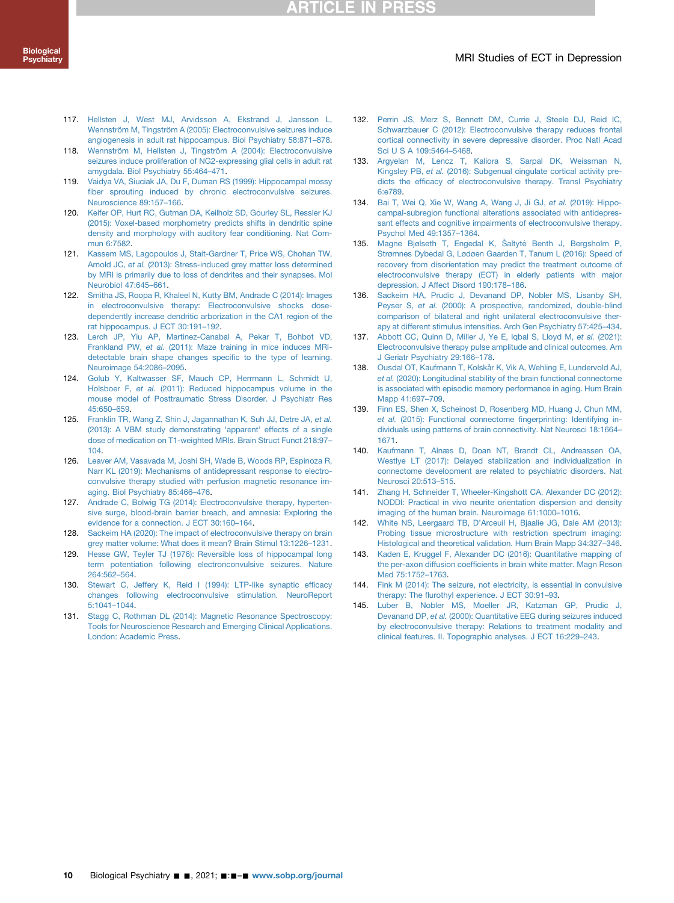117. Hellsten J, West MJ, Arvidsson A, Ekstrand J, Jansson L, Wennström M, Tingström A (2005): Electroconvulsive seizures induce angiogenesis in adult rat hippocampus. Biol Psychiatry 58:871–878.
118. Wennström M, Hellsten J, Tingström A (2004): Electroconvulsive seizures induce proliferation of NG2-expressing glial cells in adult rat amygdala. Biol Psychiatry 55:464–471.
119. Vaidya VA, Siuciak JA, Du F, Duman RS (1999): Hippocampal mossy fiber sprouting induced by chronic electroconvulsive seizures. Neuroscience 89:157–166.
120. Keifer OP, Hurt RC, Gutman DA, Keilholz SD, Gourley SL, Ressler KJ (2015): Voxel-based morphometry predicts shifts in dendritic spine density and morphology with auditory fear conditioning. Nat Commun 6:7582.
121. Kassem MS, Lagopoulos J, Stait-Gardner T, Price WS, Chohan TW, Arnold JC, *et al.* (2013): Stress-induced grey matter loss determined by MRI is primarily due to loss of dendrites and their synapses. Mol Neurobiol 47:645–661.
122. Smitha JS, Roopa R, Khaleel N, Kutty BM, Andrade C (2014): Images in electroconvulsive therapy: Electroconvulsive shocks dose-dependently increase dendritic arborization in the CA1 region of the rat hippocampus. J ECT 30:191–192.
123. Lerch JP, Yiu AP, Martinez-Canabal A, Pekar T, Bohbot VD, Frankland PW, *et al.* (2011): Maze training in mice induces MRI-detectable brain shape changes specific to the type of learning. Neuroimage 54:2086–2095.
124. Golub Y, Kaltwasser SF, Mauch CP, Herrmann L, Schmidt U, Holsboer F, *et al.* (2011): Reduced hippocampus volume in the mouse model of Posttraumatic Stress Disorder. J Psychiatr Res 45:650–659.
125. Franklin TR, Wang Z, Shin J, Jagannathan K, Suh JJ, Detre JA, *et al.* (2013): A VBM study demonstrating 'apparent' effects of a single dose of medication on T1-weighted MRIs. Brain Struct Funct 218:97–104.
126. Leaver AM, Vasavada M, Joshi SH, Wade B, Woods RP, Espinoza R, Narr KL (2019): Mechanisms of antidepressant response to electroconvulsive therapy studied with perfusion magnetic resonance imaging. Biol Psychiatry 85:466–476.
127. Andrade C, Bolwig TG (2014): Electroconvulsive therapy, hypertensive surge, blood-brain barrier breach, and amnesia: Exploring the evidence for a connection. J ECT 30:160–164.
128. Sackeim HA (2020): The impact of electroconvulsive therapy on brain grey matter volume: What does it mean? Brain Stimul 13:1226–1231.
129. Hesse GW, Teyler TJ (1976): Reversible loss of hippocampal long term potentiation following electronconvulsive seizures. Nature 264:562–564.
130. Stewart C, Jeffery K, Reid I (1994): LTP-like synaptic efficacy changes following electroconvulsive stimulation. NeuroReport 5:1041–1044.
131. Stagg C, Rothman DL (2014): Magnetic Resonance Spectroscopy: Tools for Neuroscience Research and Emerging Clinical Applications. London: Academic Press.
132. Perrin JS, Merz S, Bennett DM, Currie J, Steele DJ, Reid IC, Schwarzbauer C (2012): Electroconvulsive therapy reduces frontal cortical connectivity in severe depressive disorder. Proc Natl Acad Sci U S A 109:5464–5468.
133. Argyelan M, Lencz T, Kaliora S, Sarpal DK, Weissman N, Kingsley PB, *et al.* (2016): Subgenual cingulate cortical activity predicts the efficacy of electroconvulsive therapy. Transl Psychiatry 6:e789.
134. Bai T, Wei Q, Xie W, Wang A, Wang J, Ji GJ, *et al.* (2019): Hippocampal-subregion functional alterations associated with antidepressant effects and cognitive impairments of electroconvulsive therapy. Psychol Med 49:1357–1364.
135. Magne Bjølseth T, Engedal K, Šaltytė Benth J, Bergsholm P, Strømnes Dybedal G, Lødøen Gaarden T, Tanum L (2016): Speed of recovery from disorientation may predict the treatment outcome of electroconvulsive therapy (ECT) in elderly patients with major depression. J Affect Disord 190:178–186.
136. Sackeim HA, Prudic J, Devanand DP, Nobler MS, Lisanby SH, Peyser S, *et al.* (2000): A prospective, randomized, double-blind comparison of bilateral and right unilateral electroconvulsive therapy at different stimulus intensities. Arch Gen Psychiatry 57:425–434.
137. Abbott CC, Quinn D, Miller J, Ye E, Iqbal S, Lloyd M, *et al.* (2021): Electroconvulsive therapy pulse amplitude and clinical outcomes. Am J Geriatr Psychiatry 29:166–178.
138. Ousdal OT, Kaufmann T, Kolskår K, Vik A, Wehling E, Lundervold AJ, *et al.* (2020): Longitudinal stability of the brain functional connectome is associated with episodic memory performance in aging. Hum Brain Mapp 41:697–709.
139. Finn ES, Shen X, Scheinost D, Rosenberg MD, Huang J, Chun MM, *et al.* (2015): Functional connectome fingerprinting: Identifying individuals using patterns of brain connectivity. Nat Neurosci 18:1664–1671.
140. Kaufmann T, Alnæs D, Doan NT, Brandt CL, Andreassen OA, Westlye LT (2017): Delayed stabilization and individualization in connectome development are related to psychiatric disorders. Nat Neurosci 20:513–515.
141. Zhang H, Schneider T, Wheeler-Kingshott CA, Alexander DC (2012): NODDI: Practical in vivo neurite orientation dispersion and density imaging of the human brain. Neuroimage 61:1000–1016.
142. White NS, Leergaard TB, D'Arceuil H, Bjaalie JG, Dale AM (2013): Probing tissue microstructure with restriction spectrum imaging: Histological and theoretical validation. Hum Brain Mapp 34:327–346.
143. Kaden E, Kruggel F, Alexander DC (2016): Quantitative mapping of the per-axon diffusion coefficients in brain white matter. Magn Reson Med 75:1752–1763.
144. Fink M (2014): The seizure, not electricity, is essential in convulsive therapy: The flurothyl experience. J ECT 30:91–93.
145. Luber B, Nobler MS, Moeller JR, Katzman GP, Prudic J, Devanand DP, *et al.* (2000): Quantitative EEG during seizures induced by electroconvulsive therapy: Relations to treatment modality and clinical features. II. Topographic analyses. J ECT 16:229–243.